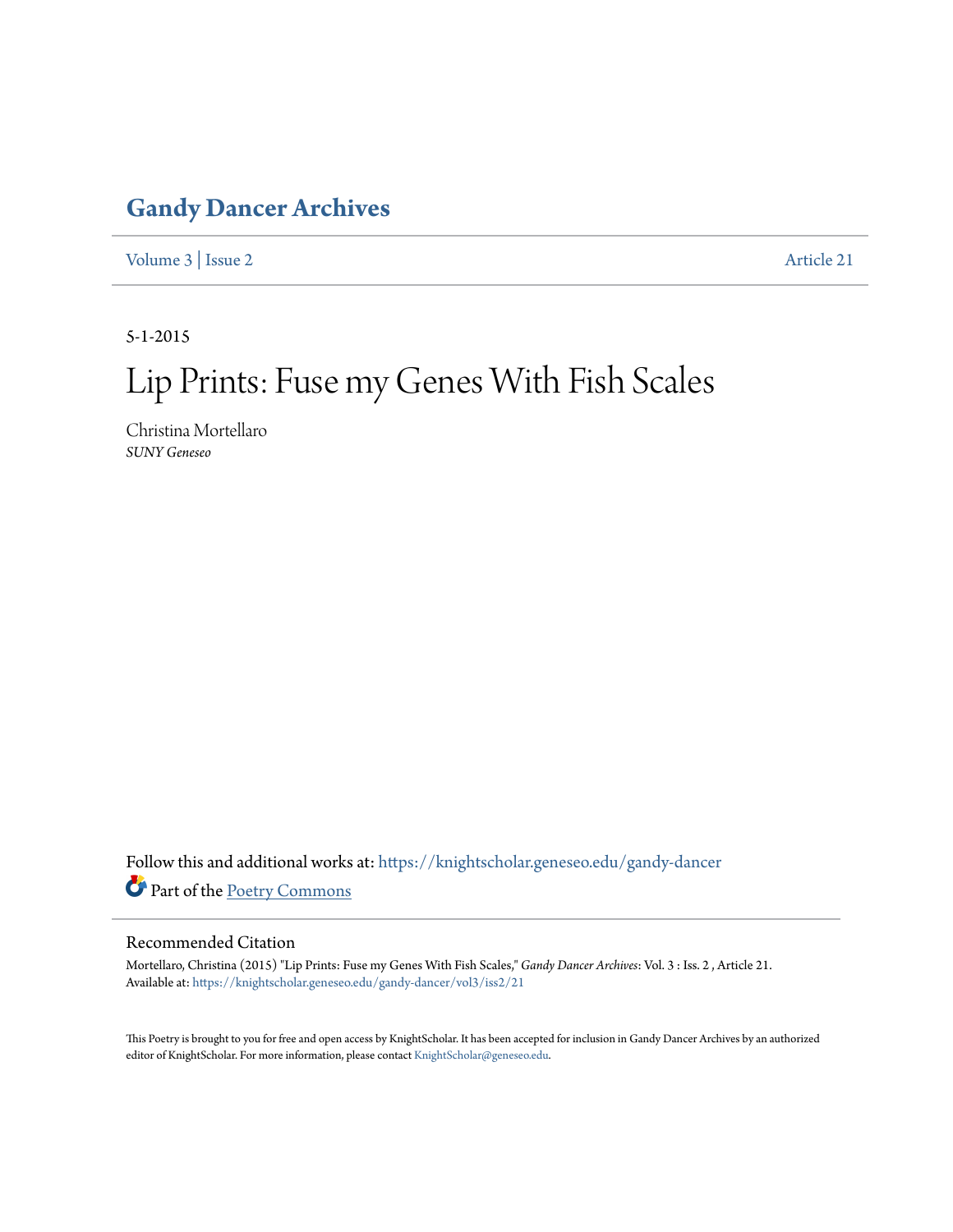# Gandy Dancer Archives

Volume 3 | Issue 2 Article 21

5-1-2015

# Lip Prints: Fuse my Genes With Fish Scales

Christina Mortellaro
*SUNY Geneseo*

Follow this and additional works at: https://knightscholar.geneseo.edu/gandy-dancer

Part of the Poetry Commons

## Recommended Citation

Mortellaro, Christina (2015) "Lip Prints: Fuse my Genes With Fish Scales," *Gandy Dancer Archives*: Vol. 3 : Iss. 2 , Article 21.
Available at: https://knightscholar.geneseo.edu/gandy-dancer/vol3/iss2/21

This Poetry is brought to you for free and open access by KnightScholar. It has been accepted for inclusion in Gandy Dancer Archives by an authorized editor of KnightScholar. For more information, please contact KnightScholar@geneseo.edu.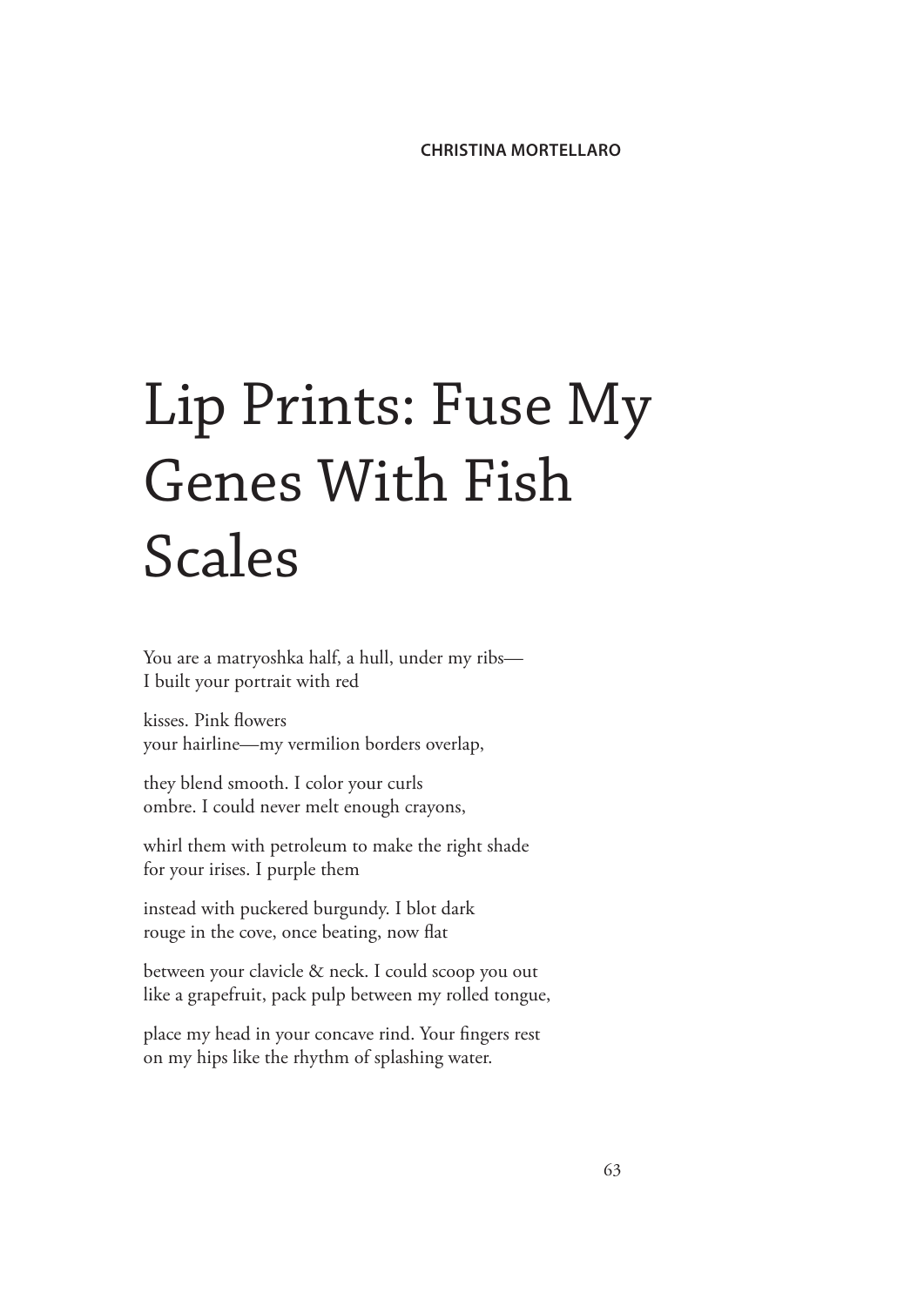CHRISTINA MORTELLARO

# Lip Prints: Fuse My Genes With Fish Scales

You are a matryoshka half, a hull, under my ribs—
I built your portrait with red

kisses. Pink flowers
your hairline—my vermilion borders overlap,

they blend smooth. I color your curls
ombre. I could never melt enough crayons,

whirl them with petroleum to make the right shade
for your irises. I purple them

instead with puckered burgundy. I blot dark
rouge in the cove, once beating, now flat

between your clavicle & neck. I could scoop you out
like a grapefruit, pack pulp between my rolled tongue,

place my head in your concave rind. Your fingers rest
on my hips like the rhythm of splashing water.